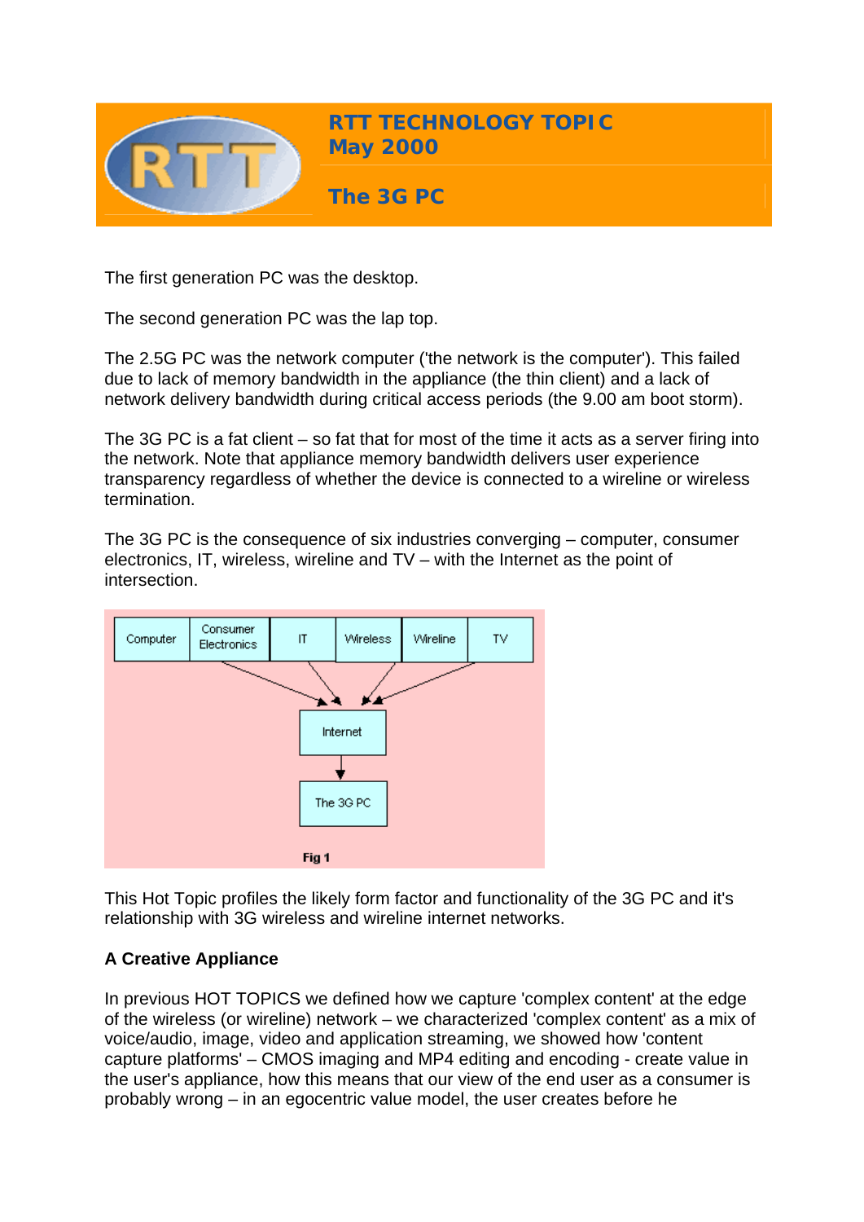# RTT TECHNOLOGY TOPIC
## May 2000

## The 3G PC

The first generation PC was the desktop.

The second generation PC was the lap top.

The 2.5G PC was the network computer ('the network is the computer'). This failed due to lack of memory bandwidth in the appliance (the thin client) and a lack of network delivery bandwidth during critical access periods (the 9.00 am boot storm).

The 3G PC is a fat client – so fat that for most of the time it acts as a server firing into the network. Note that appliance memory bandwidth delivers user experience transparency regardless of whether the device is connected to a wireline or wireless termination.

The 3G PC is the consequence of six industries converging – computer, consumer electronics, IT, wireless, wireline and TV – with the Internet as the point of intersection.

Computer | Consumer Electronics | IT | Wireless | Wireline | TV → Internet → The 3G PC

Fig 1

This Hot Topic profiles the likely form factor and functionality of the 3G PC and it's relationship with 3G wireless and wireline internet networks.

**A Creative Appliance**

In previous HOT TOPICS we defined how we capture 'complex content' at the edge of the wireless (or wireline) network – we characterized 'complex content' as a mix of voice/audio, image, video and application streaming, we showed how 'content capture platforms' – CMOS imaging and MP4 editing and encoding - create value in the user's appliance, how this means that our view of the end user as a consumer is probably wrong – in an egocentric value model, the user creates before he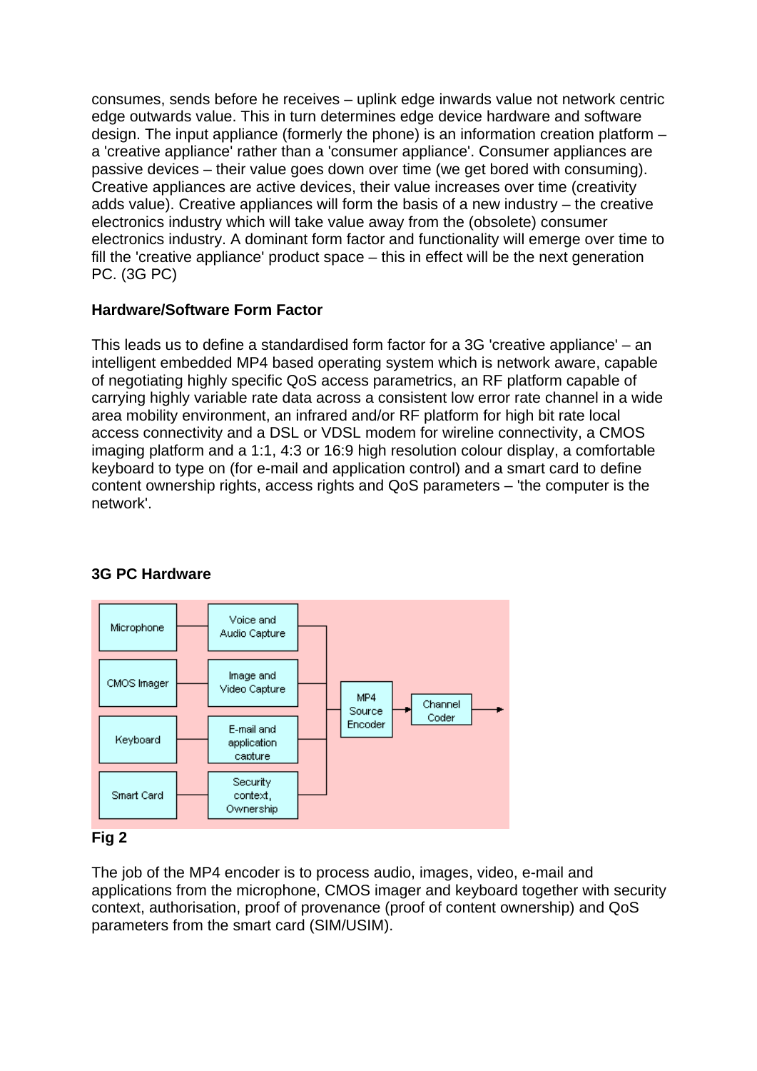consumes, sends before he receives – uplink edge inwards value not network centric edge outwards value. This in turn determines edge device hardware and software design. The input appliance (formerly the phone) is an information creation platform – a 'creative appliance' rather than a 'consumer appliance'. Consumer appliances are passive devices – their value goes down over time (we get bored with consuming). Creative appliances are active devices, their value increases over time (creativity adds value). Creative appliances will form the basis of a new industry – the creative electronics industry which will take value away from the (obsolete) consumer electronics industry. A dominant form factor and functionality will emerge over time to fill the 'creative appliance' product space – this in effect will be the next generation PC. (3G PC)

**Hardware/Software Form Factor**

This leads us to define a standardised form factor for a 3G 'creative appliance' – an intelligent embedded MP4 based operating system which is network aware, capable of negotiating highly specific QoS access parametrics, an RF platform capable of carrying highly variable rate data across a consistent low error rate channel in a wide area mobility environment, an infrared and/or RF platform for high bit rate local access connectivity and a DSL or VDSL modem for wireline connectivity, a CMOS imaging platform and a 1:1, 4:3 or 16:9 high resolution colour display, a comfortable keyboard to type on (for e-mail and application control) and a smart card to define content ownership rights, access rights and QoS parameters – 'the computer is the network'.

**3G PC Hardware**

Microphone → Voice and Audio Capture
CMOS Imager → Image and Video Capture
Keyboard → E-mail and application capture
Smart Card → Security context, Ownership
→ MP4 Source Encoder → Channel Coder →

**Fig 2**

The job of the MP4 encoder is to process audio, images, video, e-mail and applications from the microphone, CMOS imager and keyboard together with security context, authorisation, proof of provenance (proof of content ownership) and QoS parameters from the smart card (SIM/USIM).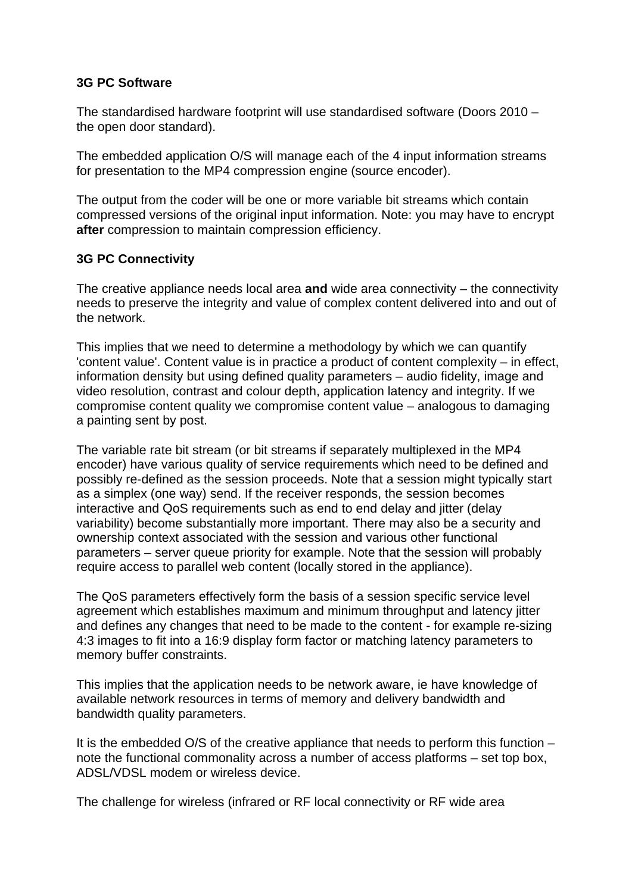**3G PC Software**

The standardised hardware footprint will use standardised software (Doors 2010 – the open door standard).

The embedded application O/S will manage each of the 4 input information streams for presentation to the MP4 compression engine (source encoder).

The output from the coder will be one or more variable bit streams which contain compressed versions of the original input information. Note: you may have to encrypt **after** compression to maintain compression efficiency.

**3G PC Connectivity**

The creative appliance needs local area **and** wide area connectivity – the connectivity needs to preserve the integrity and value of complex content delivered into and out of the network.

This implies that we need to determine a methodology by which we can quantify 'content value'. Content value is in practice a product of content complexity – in effect, information density but using defined quality parameters – audio fidelity, image and video resolution, contrast and colour depth, application latency and integrity. If we compromise content quality we compromise content value – analogous to damaging a painting sent by post.

The variable rate bit stream (or bit streams if separately multiplexed in the MP4 encoder) have various quality of service requirements which need to be defined and possibly re-defined as the session proceeds. Note that a session might typically start as a simplex (one way) send. If the receiver responds, the session becomes interactive and QoS requirements such as end to end delay and jitter (delay variability) become substantially more important. There may also be a security and ownership context associated with the session and various other functional parameters – server queue priority for example. Note that the session will probably require access to parallel web content (locally stored in the appliance).

The QoS parameters effectively form the basis of a session specific service level agreement which establishes maximum and minimum throughput and latency jitter and defines any changes that need to be made to the content - for example re-sizing 4:3 images to fit into a 16:9 display form factor or matching latency parameters to memory buffer constraints.

This implies that the application needs to be network aware, ie have knowledge of available network resources in terms of memory and delivery bandwidth and bandwidth quality parameters.

It is the embedded O/S of the creative appliance that needs to perform this function – note the functional commonality across a number of access platforms – set top box, ADSL/VDSL modem or wireless device.

The challenge for wireless (infrared or RF local connectivity or RF wide area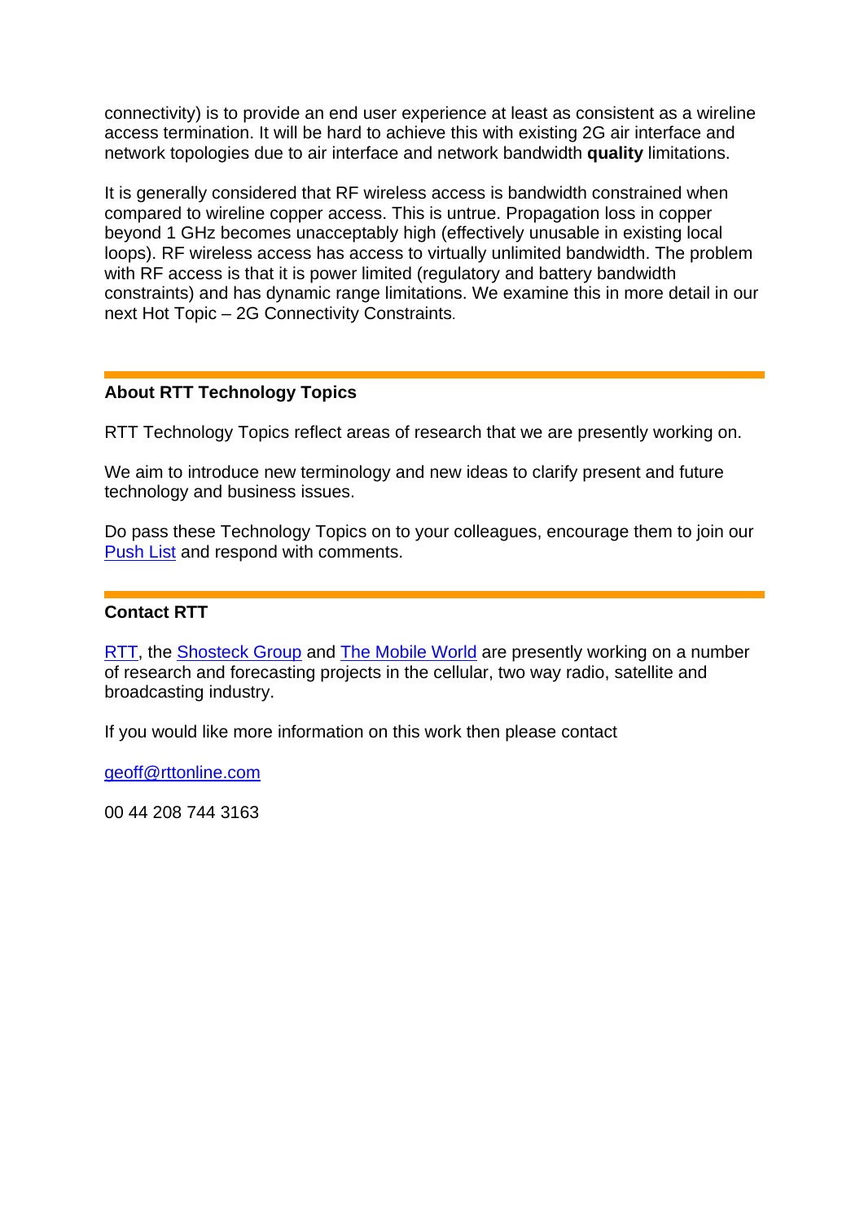connectivity) is to provide an end user experience at least as consistent as a wireline access termination. It will be hard to achieve this with existing 2G air interface and network topologies due to air interface and network bandwidth **quality** limitations.

It is generally considered that RF wireless access is bandwidth constrained when compared to wireline copper access. This is untrue. Propagation loss in copper beyond 1 GHz becomes unacceptably high (effectively unusable in existing local loops). RF wireless access has access to virtually unlimited bandwidth. The problem with RF access is that it is power limited (regulatory and battery bandwidth constraints) and has dynamic range limitations. We examine this in more detail in our next Hot Topic – 2G Connectivity Constraints.

## About RTT Technology Topics

RTT Technology Topics reflect areas of research that we are presently working on.

We aim to introduce new terminology and new ideas to clarify present and future technology and business issues.

Do pass these Technology Topics on to your colleagues, encourage them to join our Push List and respond with comments.

## Contact RTT

RTT, the Shosteck Group and The Mobile World are presently working on a number of research and forecasting projects in the cellular, two way radio, satellite and broadcasting industry.

If you would like more information on this work then please contact

geoff@rttonline.com

00 44 208 744 3163